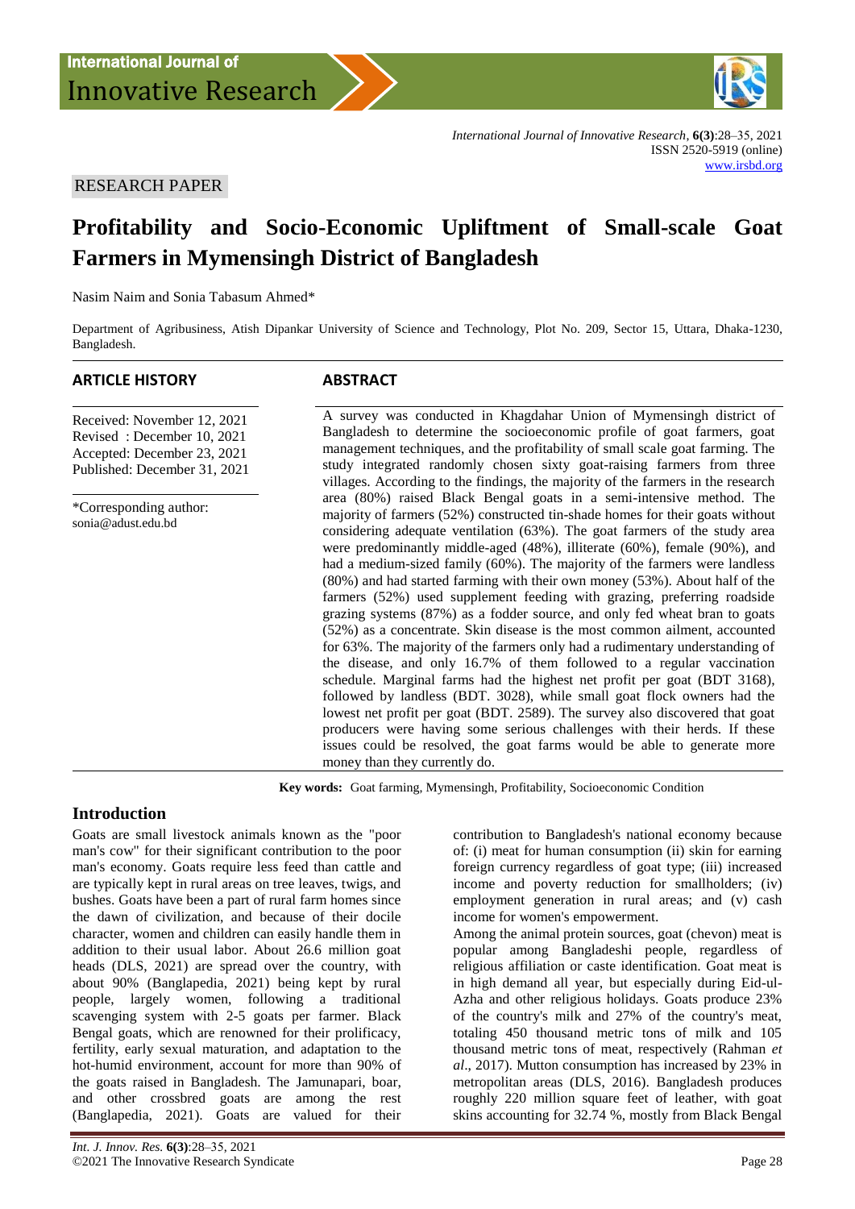RESEARCH PAPER

# Profitability and Socio-Economic Upliftment of Small-scale Goat Farmers in Mymensingh District of Bangladesh

Nasim Naim and Sonia Tabasum Ahmed*

Department of Agribusiness, Atish Dipankar University of Science and Technology, Plot No. 209, Sector 15, Uttara, Dhaka-1230, Bangladesh.

**ARTICLE HISTORY**

Received: November 12, 2021
Revised : December 10, 2021
Accepted: December 23, 2021
Published: December 31, 2021

*Corresponding author: sonia@adust.edu.bd

**ABSTRACT**

A survey was conducted in Khagdahar Union of Mymensingh district of Bangladesh to determine the socioeconomic profile of goat farmers, goat management techniques, and the profitability of small scale goat farming. The study integrated randomly chosen sixty goat-raising farmers from three villages. According to the findings, the majority of the farmers in the research area (80%) raised Black Bengal goats in a semi-intensive method. The majority of farmers (52%) constructed tin-shade homes for their goats without considering adequate ventilation (63%). The goat farmers of the study area were predominantly middle-aged (48%), illiterate (60%), female (90%), and had a medium-sized family (60%). The majority of the farmers were landless (80%) and had started farming with their own money (53%). About half of the farmers (52%) used supplement feeding with grazing, preferring roadside grazing systems (87%) as a fodder source, and only fed wheat bran to goats (52%) as a concentrate. Skin disease is the most common ailment, accounted for 63%. The majority of the farmers only had a rudimentary understanding of the disease, and only 16.7% of them followed to a regular vaccination schedule. Marginal farms had the highest net profit per goat (BDT 3168), followed by landless (BDT. 3028), while small goat flock owners had the lowest net profit per goat (BDT. 2589). The survey also discovered that goat producers were having some serious challenges with their herds. If these issues could be resolved, the goat farms would be able to generate more money than they currently do.

**Key words:** Goat farming, Mymensingh, Profitability, Socioeconomic Condition

## Introduction

Goats are small livestock animals known as the "poor man's cow" for their significant contribution to the poor man's economy. Goats require less feed than cattle and are typically kept in rural areas on tree leaves, twigs, and bushes. Goats have been a part of rural farm homes since the dawn of civilization, and because of their docile character, women and children can easily handle them in addition to their usual labor. About 26.6 million goat heads (DLS, 2021) are spread over the country, with about 90% (Banglapedia, 2021) being kept by rural people, largely women, following a traditional scavenging system with 2-5 goats per farmer. Black Bengal goats, which are renowned for their prolificacy, fertility, early sexual maturation, and adaptation to the hot-humid environment, account for more than 90% of the goats raised in Bangladesh. The Jamunapari, boar, and other crossbred goats are among the rest (Banglapedia, 2021). Goats are valued for their contribution to Bangladesh's national economy because of: (i) meat for human consumption (ii) skin for earning foreign currency regardless of goat type; (iii) increased income and poverty reduction for smallholders; (iv) employment generation in rural areas; and (v) cash income for women's empowerment.

Among the animal protein sources, goat (chevon) meat is popular among Bangladeshi people, regardless of religious affiliation or caste identification. Goat meat is in high demand all year, but especially during Eid-ul-Azha and other religious holidays. Goats produce 23% of the country's milk and 27% of the country's meat, totaling 450 thousand metric tons of milk and 105 thousand metric tons of meat, respectively (Rahman *et al*., 2017). Mutton consumption has increased by 23% in metropolitan areas (DLS, 2016). Bangladesh produces roughly 220 million square feet of leather, with goat skins accounting for 32.74 %, mostly from Black Bengal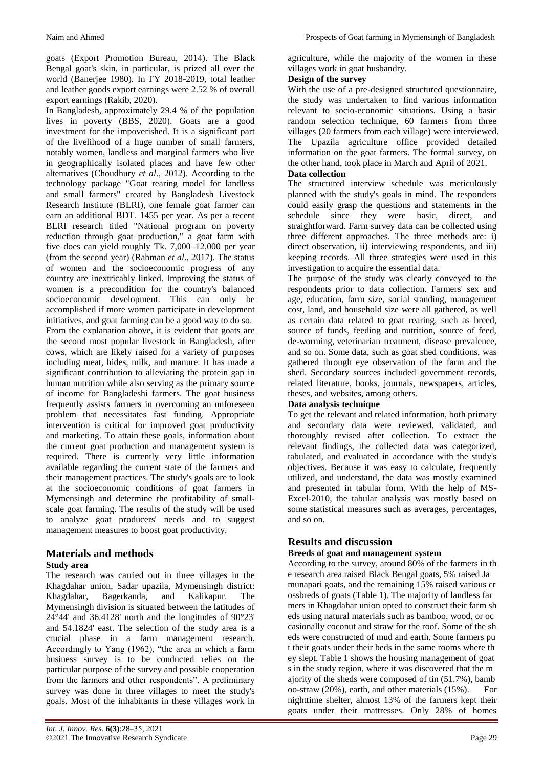goats (Export Promotion Bureau, 2014). The Black Bengal goat's skin, in particular, is prized all over the world (Banerjee 1980). In FY 2018-2019, total leather and leather goods export earnings were 2.52 % of overall export earnings (Rakib, 2020).

In Bangladesh, approximately 29.4 % of the population lives in poverty (BBS, 2020). Goats are a good investment for the impoverished. It is a significant part of the livelihood of a huge number of small farmers, notably women, landless and marginal farmers who live in geographically isolated places and have few other alternatives (Choudhury *et al*., 2012). According to the technology package "Goat rearing model for landless and small farmers" created by Bangladesh Livestock Research Institute (BLRI), one female goat farmer can earn an additional BDT. 1455 per year. As per a recent BLRI research titled "National program on poverty reduction through goat production," a goat farm with five does can yield roughly Tk. 7,000–12,000 per year (from the second year) (Rahman *et al*., 2017). The status of women and the socioeconomic progress of any country are inextricably linked. Improving the status of women is a precondition for the country's balanced socioeconomic development. This can only be accomplished if more women participate in development initiatives, and goat farming can be a good way to do so.

From the explanation above, it is evident that goats are the second most popular livestock in Bangladesh, after cows, which are likely raised for a variety of purposes including meat, hides, milk, and manure. It has made a significant contribution to alleviating the protein gap in human nutrition while also serving as the primary source of income for Bangladeshi farmers. The goat business frequently assists farmers in overcoming an unforeseen problem that necessitates fast funding. Appropriate intervention is critical for improved goat productivity and marketing. To attain these goals, information about the current goat production and management system is required. There is currently very little information available regarding the current state of the farmers and their management practices. The study's goals are to look at the socioeconomic conditions of goat farmers in Mymensingh and determine the profitability of small-scale goat farming. The results of the study will be used to analyze goat producers' needs and to suggest management measures to boost goat productivity.

# Materials and methods

### Study area

The research was carried out in three villages in the Khagdahar union, Sadar upazila, Mymensingh district: Khagdahar, Bagerkanda, and Kalikapur. The Mymensingh division is situated between the latitudes of 24°44' and 36.4128' north and the longitudes of 90°23' and 54.1824' east. The selection of the study area is a crucial phase in a farm management research. Accordingly to Yang (1962), "the area in which a farm business survey is to be conducted relies on the particular purpose of the survey and possible cooperation from the farmers and other respondents". A preliminary survey was done in three villages to meet the study's goals. Most of the inhabitants in these villages work in agriculture, while the majority of the women in these villages work in goat husbandry.

### Design of the survey

With the use of a pre-designed structured questionnaire, the study was undertaken to find various information relevant to socio-economic situations. Using a basic random selection technique, 60 farmers from three villages (20 farmers from each village) were interviewed. The Upazila agriculture office provided detailed information on the goat farmers. The formal survey, on the other hand, took place in March and April of 2021.

### Data collection

The structured interview schedule was meticulously planned with the study's goals in mind. The responders could easily grasp the questions and statements in the schedule since they were basic, direct, and straightforward. Farm survey data can be collected using three different approaches. The three methods are: i) direct observation, ii) interviewing respondents, and iii) keeping records. All three strategies were used in this investigation to acquire the essential data.

The purpose of the study was clearly conveyed to the respondents prior to data collection. Farmers' sex and age, education, farm size, social standing, management cost, land, and household size were all gathered, as well as certain data related to goat rearing, such as breed, source of funds, feeding and nutrition, source of feed, de-worming, veterinarian treatment, disease prevalence, and so on. Some data, such as goat shed conditions, was gathered through eye observation of the farm and the shed. Secondary sources included government records, related literature, books, journals, newspapers, articles, theses, and websites, among others.

### Data analysis technique

To get the relevant and related information, both primary and secondary data were reviewed, validated, and thoroughly revised after collection. To extract the relevant findings, the collected data was categorized, tabulated, and evaluated in accordance with the study's objectives. Because it was easy to calculate, frequently utilized, and understand, the data was mostly examined and presented in tabular form. With the help of MS-Excel-2010, the tabular analysis was mostly based on some statistical measures such as averages, percentages, and so on.

# Results and discussion

### Breeds of goat and management system

According to the survey, around 80% of the farmers in the research area raised Black Bengal goats, 5% raised Jamunapari goats, and the remaining 15% raised various crossbreds of goats (Table 1). The majority of landless farmers in Khagdahar union opted to construct their farm sheds using natural materials such as bamboo, wood, or occasionally coconut and straw for the roof. Some of the sheds were constructed of mud and earth. Some farmers put their goats under their beds in the same rooms where they slept. Table 1 shows the housing management of goats in the study region, where it was discovered that the majority of the sheds were composed of tin (51.7%), bamboo-straw (20%), earth, and other materials (15%). For nighttime shelter, almost 13% of the farmers kept their goats under their mattresses. Only 28% of homes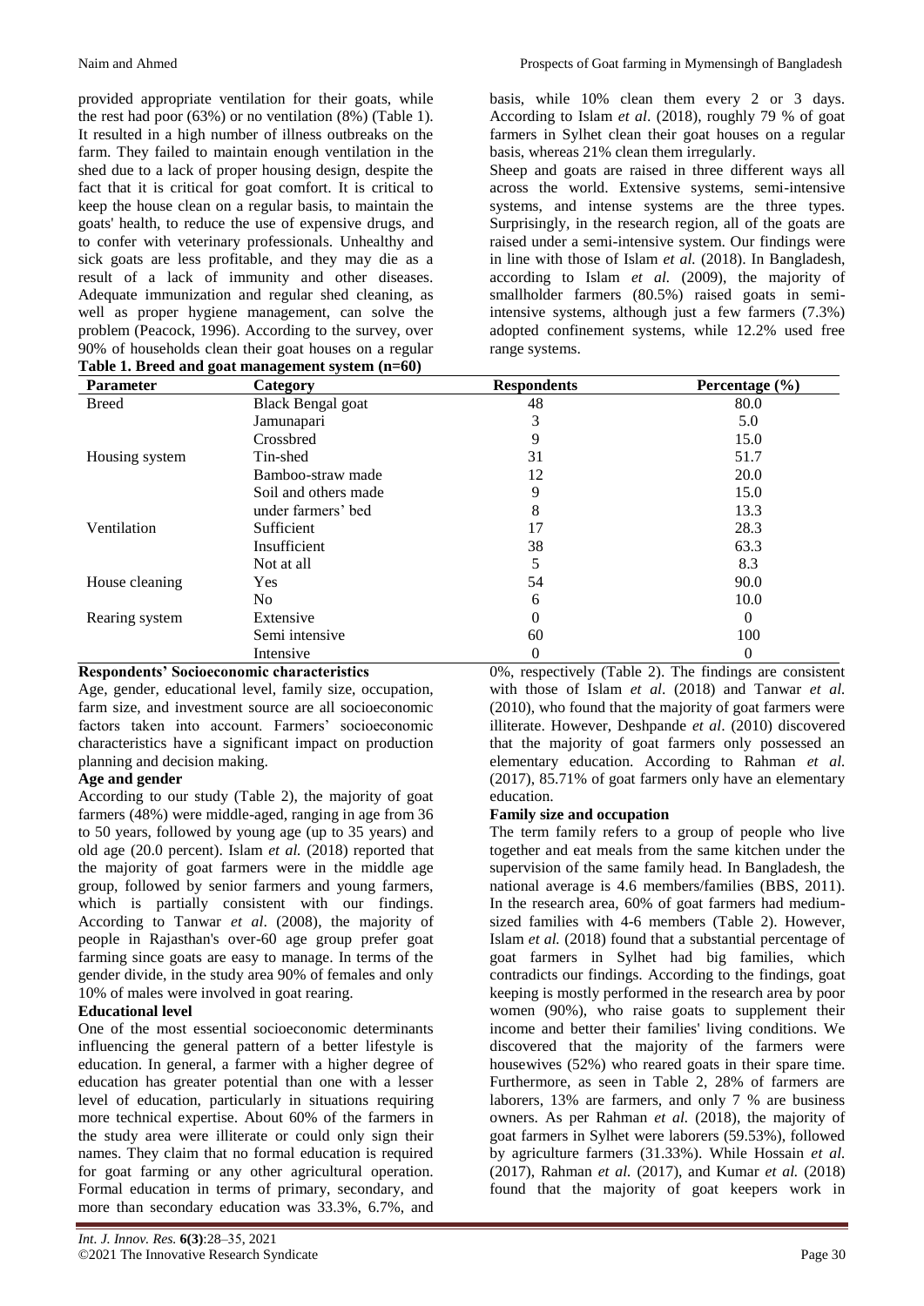provided appropriate ventilation for their goats, while the rest had poor (63%) or no ventilation (8%) (Table 1). It resulted in a high number of illness outbreaks on the farm. They failed to maintain enough ventilation in the shed due to a lack of proper housing design, despite the fact that it is critical for goat comfort. It is critical to keep the house clean on a regular basis, to maintain the goats' health, to reduce the use of expensive drugs, and to confer with veterinary professionals. Unhealthy and sick goats are less profitable, and they may die as a result of a lack of immunity and other diseases. Adequate immunization and regular shed cleaning, as well as proper hygiene management, can solve the problem (Peacock, 1996). According to the survey, over 90% of households clean their goat houses on a regular basis, while 10% clean them every 2 or 3 days. According to Islam *et al*. (2018), roughly 79 % of goat farmers in Sylhet clean their goat houses on a regular basis, whereas 21% clean them irregularly.

Sheep and goats are raised in three different ways all across the world. Extensive systems, semi-intensive systems, and intense systems are the three types. Surprisingly, in the research region, all of the goats are raised under a semi-intensive system. Our findings were in line with those of Islam *et al.* (2018). In Bangladesh, according to Islam *et al.* (2009), the majority of smallholder farmers (80.5%) raised goats in semi-intensive systems, although just a few farmers (7.3%) adopted confinement systems, while 12.2% used free range systems.

**Table 1. Breed and goat management system (n=60)**

| Parameter | Category | Respondents | Percentage (%) |
|---|---|---|---|
| Breed | Black Bengal goat | 48 | 80.0 |
| | Jamunapari | 3 | 5.0 |
| | Crossbred | 9 | 15.0 |
| Housing system | Tin-shed | 31 | 51.7 |
| | Bamboo-straw made | 12 | 20.0 |
| | Soil and others made | 9 | 15.0 |
| | under farmers' bed | 8 | 13.3 |
| Ventilation | Sufficient | 17 | 28.3 |
| | Insufficient | 38 | 63.3 |
| | Not at all | 5 | 8.3 |
| House cleaning | Yes | 54 | 90.0 |
| | No | 6 | 10.0 |
| Rearing system | Extensive | 0 | 0 |
| | Semi intensive | 60 | 100 |
| | Intensive | 0 | 0 |

**Respondents' Socioeconomic characteristics**

Age, gender, educational level, family size, occupation, farm size, and investment source are all socioeconomic factors taken into account. Farmers' socioeconomic characteristics have a significant impact on production planning and decision making.

**Age and gender**

According to our study (Table 2), the majority of goat farmers (48%) were middle-aged, ranging in age from 36 to 50 years, followed by young age (up to 35 years) and old age (20.0 percent). Islam *et al.* (2018) reported that the majority of goat farmers were in the middle age group, followed by senior farmers and young farmers, which is partially consistent with our findings. According to Tanwar *et al*. (2008), the majority of people in Rajasthan's over-60 age group prefer goat farming since goats are easy to manage. In terms of the gender divide, in the study area 90% of females and only 10% of males were involved in goat rearing.

**Educational level**

One of the most essential socioeconomic determinants influencing the general pattern of a better lifestyle is education. In general, a farmer with a higher degree of education has greater potential than one with a lesser level of education, particularly in situations requiring more technical expertise. About 60% of the farmers in the study area were illiterate or could only sign their names. They claim that no formal education is required for goat farming or any other agricultural operation. Formal education in terms of primary, secondary, and more than secondary education was 33.3%, 6.7%, and 0%, respectively (Table 2). The findings are consistent with those of Islam *et al*. (2018) and Tanwar *et al.* (2010), who found that the majority of goat farmers were illiterate. However, Deshpande *et al*. (2010) discovered that the majority of goat farmers only possessed an elementary education. According to Rahman *et al.* (2017), 85.71% of goat farmers only have an elementary education.

**Family size and occupation**

The term family refers to a group of people who live together and eat meals from the same kitchen under the supervision of the same family head. In Bangladesh, the national average is 4.6 members/families (BBS, 2011). In the research area, 60% of goat farmers had medium-sized families with 4-6 members (Table 2). However, Islam *et al.* (2018) found that a substantial percentage of goat farmers in Sylhet had big families, which contradicts our findings. According to the findings, goat keeping is mostly performed in the research area by poor women (90%), who raise goats to supplement their income and better their families' living conditions. We discovered that the majority of the farmers were housewives (52%) who reared goats in their spare time. Furthermore, as seen in Table 2, 28% of farmers are laborers, 13% are farmers, and only 7 % are business owners. As per Rahman *et al.* (2018), the majority of goat farmers in Sylhet were laborers (59.53%), followed by agriculture farmers (31.33%). While Hossain *et al.* (2017), Rahman *et al.* (2017), and Kumar *et al.* (2018) found that the majority of goat keepers work in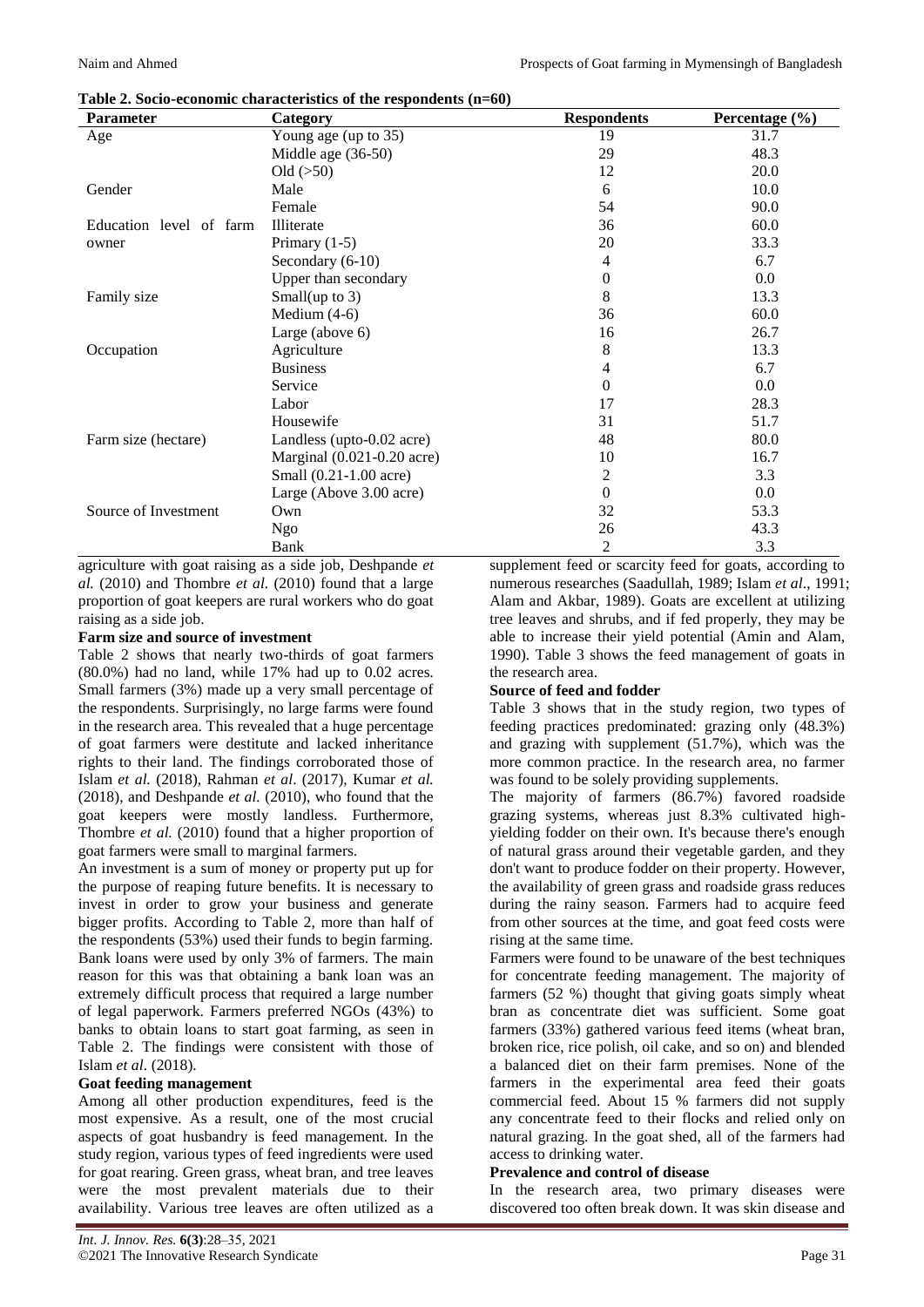**Table 2. Socio-economic characteristics of the respondents (n=60)**

| Parameter | Category | Respondents | Percentage (%) |
|---|---|---|---|
| Age | Young age (up to 35) | 19 | 31.7 |
| | Middle age (36-50) | 29 | 48.3 |
| | Old (>50) | 12 | 20.0 |
| Gender | Male | 6 | 10.0 |
| | Female | 54 | 90.0 |
| Education level of farm owner | Illiterate | 36 | 60.0 |
| | Primary (1-5) | 20 | 33.3 |
| | Secondary (6-10) | 4 | 6.7 |
| | Upper than secondary | 0 | 0.0 |
| Family size | Small(up to 3) | 8 | 13.3 |
| | Medium (4-6) | 36 | 60.0 |
| | Large (above 6) | 16 | 26.7 |
| Occupation | Agriculture | 8 | 13.3 |
| | Business | 4 | 6.7 |
| | Service | 0 | 0.0 |
| | Labor | 17 | 28.3 |
| | Housewife | 31 | 51.7 |
| Farm size (hectare) | Landless (upto-0.02 acre) | 48 | 80.0 |
| | Marginal (0.021-0.20 acre) | 10 | 16.7 |
| | Small (0.21-1.00 acre) | 2 | 3.3 |
| | Large (Above 3.00 acre) | 0 | 0.0 |
| Source of Investment | Own | 32 | 53.3 |
| | Ngo | 26 | 43.3 |
| | Bank | 2 | 3.3 |

agriculture with goat raising as a side job, Deshpande *et al.* (2010) and Thombre *et al.* (2010) found that a large proportion of goat keepers are rural workers who do goat raising as a side job.

**Farm size and source of investment**

Table 2 shows that nearly two-thirds of goat farmers (80.0%) had no land, while 17% had up to 0.02 acres. Small farmers (3%) made up a very small percentage of the respondents. Surprisingly, no large farms were found in the research area. This revealed that a huge percentage of goat farmers were destitute and lacked inheritance rights to their land. The findings corroborated those of Islam *et al.* (2018), Rahman *et al*. (2017), Kumar *et al.* (2018), and Deshpande *et al.* (2010), who found that the goat keepers were mostly landless. Furthermore, Thombre *et al.* (2010) found that a higher proportion of goat farmers were small to marginal farmers.

An investment is a sum of money or property put up for the purpose of reaping future benefits. It is necessary to invest in order to grow your business and generate bigger profits. According to Table 2, more than half of the respondents (53%) used their funds to begin farming. Bank loans were used by only 3% of farmers. The main reason for this was that obtaining a bank loan was an extremely difficult process that required a large number of legal paperwork. Farmers preferred NGOs (43%) to banks to obtain loans to start goat farming, as seen in Table 2. The findings were consistent with those of Islam *et al*. (2018).

**Goat feeding management**

Among all other production expenditures, feed is the most expensive. As a result, one of the most crucial aspects of goat husbandry is feed management. In the study region, various types of feed ingredients were used for goat rearing. Green grass, wheat bran, and tree leaves were the most prevalent materials due to their availability. Various tree leaves are often utilized as a supplement feed or scarcity feed for goats, according to numerous researches (Saadullah, 1989; Islam *et al*., 1991; Alam and Akbar, 1989). Goats are excellent at utilizing tree leaves and shrubs, and if fed properly, they may be able to increase their yield potential (Amin and Alam, 1990). Table 3 shows the feed management of goats in the research area.

**Source of feed and fodder**

Table 3 shows that in the study region, two types of feeding practices predominated: grazing only (48.3%) and grazing with supplement (51.7%), which was the more common practice. In the research area, no farmer was found to be solely providing supplements.

The majority of farmers (86.7%) favored roadside grazing systems, whereas just 8.3% cultivated high-yielding fodder on their own. It's because there's enough of natural grass around their vegetable garden, and they don't want to produce fodder on their property. However, the availability of green grass and roadside grass reduces during the rainy season. Farmers had to acquire feed from other sources at the time, and goat feed costs were rising at the same time.

Farmers were found to be unaware of the best techniques for concentrate feeding management. The majority of farmers (52 %) thought that giving goats simply wheat bran as concentrate diet was sufficient. Some goat farmers (33%) gathered various feed items (wheat bran, broken rice, rice polish, oil cake, and so on) and blended a balanced diet on their farm premises. None of the farmers in the experimental area feed their goats commercial feed. About 15 % farmers did not supply any concentrate feed to their flocks and relied only on natural grazing. In the goat shed, all of the farmers had access to drinking water.

**Prevalence and control of disease**

In the research area, two primary diseases were discovered too often break down. It was skin disease and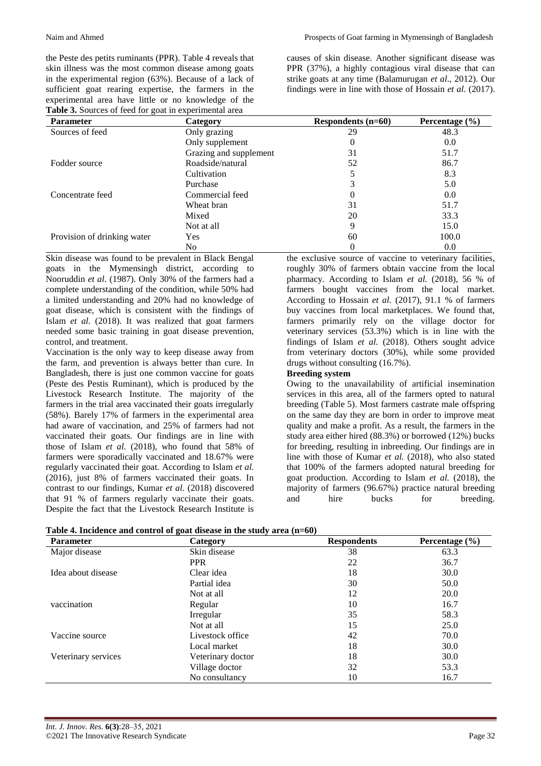the Peste des petits ruminants (PPR). Table 4 reveals that skin illness was the most common disease among goats in the experimental region (63%). Because of a lack of sufficient goat rearing expertise, the farmers in the experimental area have little or no knowledge of the causes of skin disease. Another significant disease was PPR (37%), a highly contagious viral disease that can strike goats at any time (Balamurugan *et al*., 2012). Our findings were in line with those of Hossain *et al*. (2017).

**Table 3.** Sources of feed for goat in experimental area

| Parameter | Category | Respondents (n=60) | Percentage (%) |
|---|---|---|---|
| Sources of feed | Only grazing | 29 | 48.3 |
| | Only supplement | 0 | 0.0 |
| | Grazing and supplement | 31 | 51.7 |
| Fodder source | Roadside/natural | 52 | 86.7 |
| | Cultivation | 5 | 8.3 |
| | Purchase | 3 | 5.0 |
| Concentrate feed | Commercial feed | 0 | 0.0 |
| | Wheat bran | 31 | 51.7 |
| | Mixed | 20 | 33.3 |
| | Not at all | 9 | 15.0 |
| Provision of drinking water | Yes | 60 | 100.0 |
| | No | 0 | 0.0 |

Skin disease was found to be prevalent in Black Bengal goats in the Mymensingh district, according to Nooruddin *et al*. (1987). Only 30% of the farmers had a complete understanding of the condition, while 50% had a limited understanding and 20% had no knowledge of goat disease, which is consistent with the findings of Islam *et al.* (2018). It was realized that goat farmers needed some basic training in goat disease prevention, control, and treatment.

Vaccination is the only way to keep disease away from the farm, and prevention is always better than cure. In Bangladesh, there is just one common vaccine for goats (Peste des Pestis Ruminant), which is produced by the Livestock Research Institute. The majority of the farmers in the trial area vaccinated their goats irregularly (58%). Barely 17% of farmers in the experimental area had aware of vaccination, and 25% of farmers had not vaccinated their goats. Our findings are in line with those of Islam *et al.* (2018), who found that 58% of farmers were sporadically vaccinated and 18.67% were regularly vaccinated their goat. According to Islam *et al.* (2016), just 8% of farmers vaccinated their goats. In contrast to our findings, Kumar *et al*. (2018) discovered that 91 % of farmers regularly vaccinate their goats. Despite the fact that the Livestock Research Institute is the exclusive source of vaccine to veterinary facilities, roughly 30% of farmers obtain vaccine from the local pharmacy. According to Islam *et al.* (2018), 56 % of farmers bought vaccines from the local market. According to Hossain *et al.* (2017), 91.1 % of farmers buy vaccines from local marketplaces. We found that, farmers primarily rely on the village doctor for veterinary services (53.3%) which is in line with the findings of Islam *et al.* (2018). Others sought advice from veterinary doctors (30%), while some provided drugs without consulting (16.7%).

**Breeding system**

Owing to the unavailability of artificial insemination services in this area, all of the farmers opted to natural breeding (Table 5). Most farmers castrate male offspring on the same day they are born in order to improve meat quality and make a profit. As a result, the farmers in the study area either hired (88.3%) or borrowed (12%) bucks for breeding, resulting in inbreeding. Our findings are in line with those of Kumar *et al.* (2018), who also stated that 100% of the farmers adopted natural breeding for goat production. According to Islam *et al.* (2018), the majority of farmers (96.67%) practice natural breeding and hire bucks for breeding.

**Table 4. Incidence and control of goat disease in the study area (n=60)**

| Parameter | Category | Respondents | Percentage (%) |
|---|---|---|---|
| Major disease | Skin disease | 38 | 63.3 |
| | PPR | 22 | 36.7 |
| Idea about disease | Clear idea | 18 | 30.0 |
| | Partial idea | 30 | 50.0 |
| | Not at all | 12 | 20.0 |
| vaccination | Regular | 10 | 16.7 |
| | Irregular | 35 | 58.3 |
| | Not at all | 15 | 25.0 |
| Vaccine source | Livestock office | 42 | 70.0 |
| | Local market | 18 | 30.0 |
| Veterinary services | Veterinary doctor | 18 | 30.0 |
| | Village doctor | 32 | 53.3 |
| | No consultancy | 10 | 16.7 |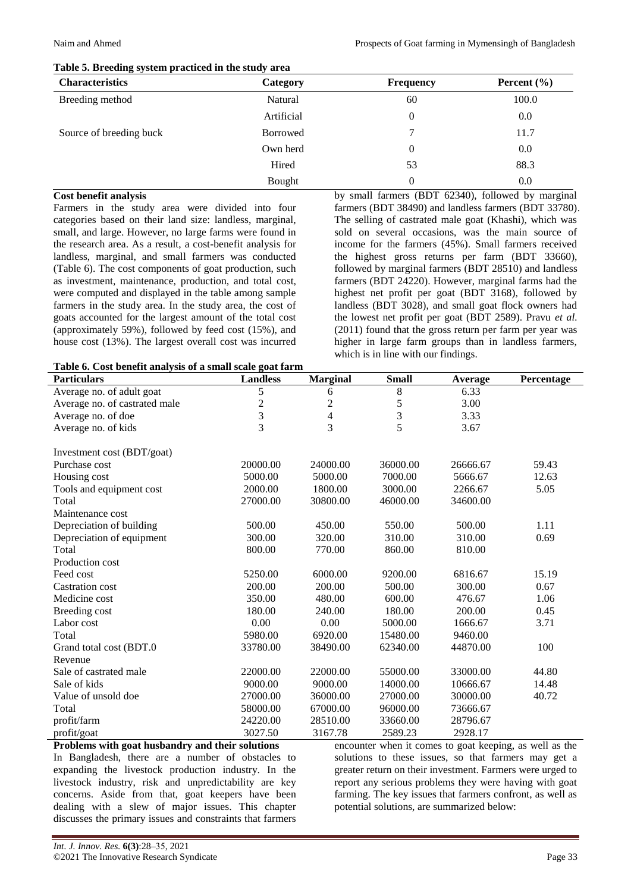**Table 5. Breeding system practiced in the study area**

| Characteristics | Category | Frequency | Percent (%) |
|---|---|---|---|
| Breeding method | Natural | 60 | 100.0 |
| | Artificial | 0 | 0.0 |
| Source of breeding buck | Borrowed | 7 | 11.7 |
| | Own herd | 0 | 0.0 |
| | Hired | 53 | 88.3 |
| | Bought | 0 | 0.0 |

**Cost benefit analysis**

Farmers in the study area were divided into four categories based on their land size: landless, marginal, small, and large. However, no large farms were found in the research area. As a result, a cost-benefit analysis for landless, marginal, and small farmers was conducted (Table 6). The cost components of goat production, such as investment, maintenance, production, and total cost, were computed and displayed in the table among sample farmers in the study area. In the study area, the cost of goats accounted for the largest amount of the total cost (approximately 59%), followed by feed cost (15%), and house cost (13%). The largest overall cost was incurred by small farmers (BDT 62340), followed by marginal farmers (BDT 38490) and landless farmers (BDT 33780). The selling of castrated male goat (Khashi), which was sold on several occasions, was the main source of income for the farmers (45%). Small farmers received the highest gross returns per farm (BDT 33660), followed by marginal farmers (BDT 28510) and landless farmers (BDT 24220). However, marginal farms had the highest net profit per goat (BDT 3168), followed by landless (BDT 3028), and small goat flock owners had the lowest net profit per goat (BDT 2589). Pravu *et al.* (2011) found that the gross return per farm per year was higher in large farm groups than in landless farmers, which is in line with our findings.

**Table 6. Cost benefit analysis of a small scale goat farm**

| Particulars | Landless | Marginal | Small | Average | Percentage |
|---|---|---|---|---|---|
| Average no. of adult goat | 5 | 6 | 8 | 6.33 | |
| Average no. of castrated male | 2 | 2 | 5 | 3.00 | |
| Average no. of doe | 3 | 4 | 3 | 3.33 | |
| Average no. of kids | 3 | 3 | 5 | 3.67 | |
| Investment cost (BDT/goat) | | | | | |
| Purchase cost | 20000.00 | 24000.00 | 36000.00 | 26666.67 | 59.43 |
| Housing cost | 5000.00 | 5000.00 | 7000.00 | 5666.67 | 12.63 |
| Tools and equipment cost | 2000.00 | 1800.00 | 3000.00 | 2266.67 | 5.05 |
| Total | 27000.00 | 30800.00 | 46000.00 | 34600.00 | |
| Maintenance cost | | | | | |
| Depreciation of building | 500.00 | 450.00 | 550.00 | 500.00 | 1.11 |
| Depreciation of equipment | 300.00 | 320.00 | 310.00 | 310.00 | 0.69 |
| Total | 800.00 | 770.00 | 860.00 | 810.00 | |
| Production cost | | | | | |
| Feed cost | 5250.00 | 6000.00 | 9200.00 | 6816.67 | 15.19 |
| Castration cost | 200.00 | 200.00 | 500.00 | 300.00 | 0.67 |
| Medicine cost | 350.00 | 480.00 | 600.00 | 476.67 | 1.06 |
| Breeding cost | 180.00 | 240.00 | 180.00 | 200.00 | 0.45 |
| Labor cost | 0.00 | 0.00 | 5000.00 | 1666.67 | 3.71 |
| Total | 5980.00 | 6920.00 | 15480.00 | 9460.00 | |
| Grand total cost (BDT.0 | 33780.00 | 38490.00 | 62340.00 | 44870.00 | 100 |
| Revenue | | | | | |
| Sale of castrated male | 22000.00 | 22000.00 | 55000.00 | 33000.00 | 44.80 |
| Sale of kids | 9000.00 | 9000.00 | 14000.00 | 10666.67 | 14.48 |
| Value of unsold doe | 27000.00 | 36000.00 | 27000.00 | 30000.00 | 40.72 |
| Total | 58000.00 | 67000.00 | 96000.00 | 73666.67 | |
| profit/farm | 24220.00 | 28510.00 | 33660.00 | 28796.67 | |
| profit/goat | 3027.50 | 3167.78 | 2589.23 | 2928.17 | |

**Problems with goat husbandry and their solutions**

In Bangladesh, there are a number of obstacles to expanding the livestock production industry. In the livestock industry, risk and unpredictability are key concerns. Aside from that, goat keepers have been dealing with a slew of major issues. This chapter discusses the primary issues and constraints that farmers encounter when it comes to goat keeping, as well as the solutions to these issues, so that farmers may get a greater return on their investment. Farmers were urged to report any serious problems they were having with goat farming. The key issues that farmers confront, as well as potential solutions, are summarized below: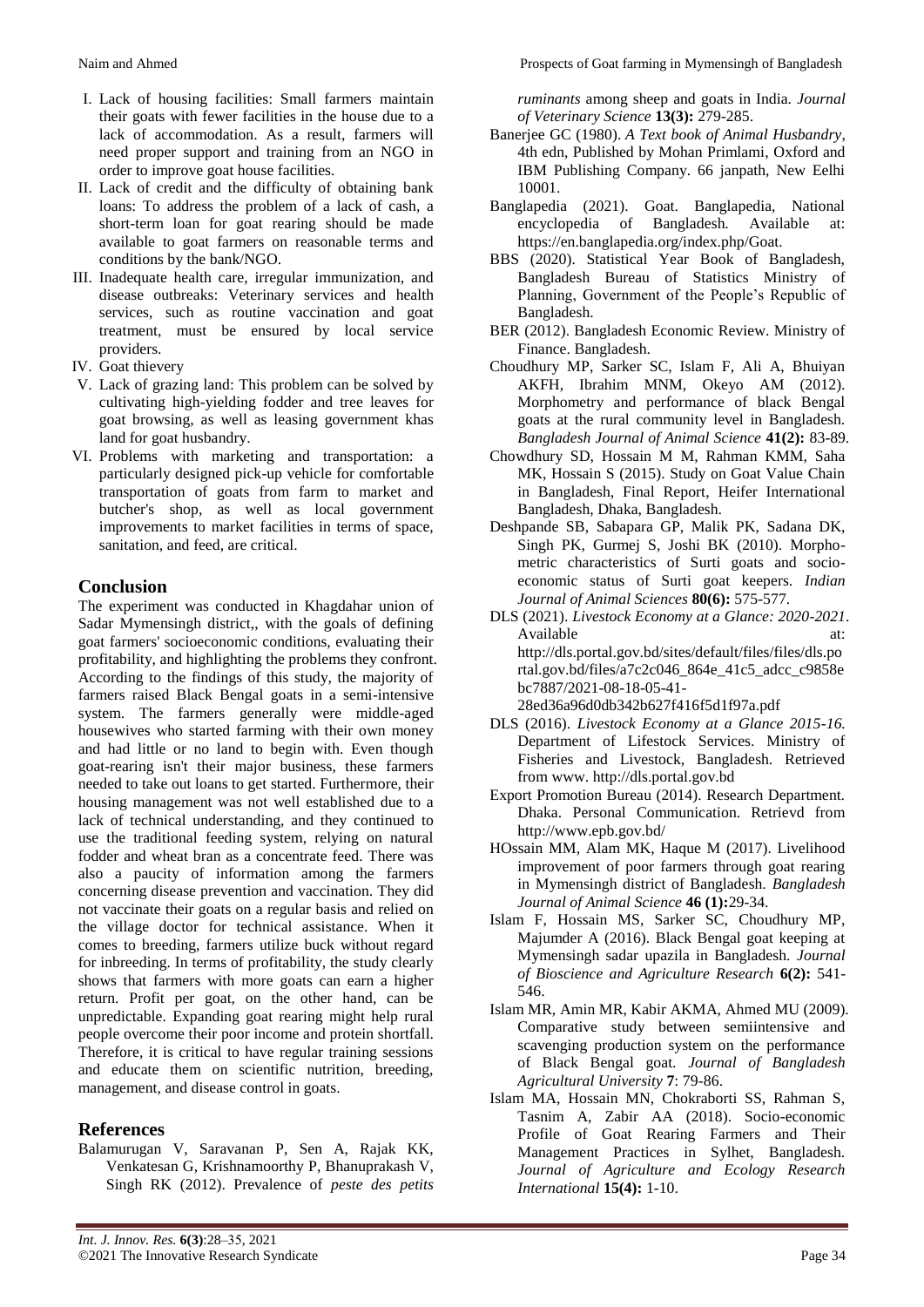I. Lack of housing facilities: Small farmers maintain their goats with fewer facilities in the house due to a lack of accommodation. As a result, farmers will need proper support and training from an NGO in order to improve goat house facilities.
II. Lack of credit and the difficulty of obtaining bank loans: To address the problem of a lack of cash, a short-term loan for goat rearing should be made available to goat farmers on reasonable terms and conditions by the bank/NGO.
III. Inadequate health care, irregular immunization, and disease outbreaks: Veterinary services and health services, such as routine vaccination and goat treatment, must be ensured by local service providers.
IV. Goat thievery
V. Lack of grazing land: This problem can be solved by cultivating high-yielding fodder and tree leaves for goat browsing, as well as leasing government khas land for goat husbandry.
VI. Problems with marketing and transportation: a particularly designed pick-up vehicle for comfortable transportation of goats from farm to market and butcher's shop, as well as local government improvements to market facilities in terms of space, sanitation, and feed, are critical.

## Conclusion

The experiment was conducted in Khagdahar union of Sadar Mymensingh district,, with the goals of defining goat farmers' socioeconomic conditions, evaluating their profitability, and highlighting the problems they confront. According to the findings of this study, the majority of farmers raised Black Bengal goats in a semi-intensive system. The farmers generally were middle-aged housewives who started farming with their own money and had little or no land to begin with. Even though goat-rearing isn't their major business, these farmers needed to take out loans to get started. Furthermore, their housing management was not well established due to a lack of technical understanding, and they continued to use the traditional feeding system, relying on natural fodder and wheat bran as a concentrate feed. There was also a paucity of information among the farmers concerning disease prevention and vaccination. They did not vaccinate their goats on a regular basis and relied on the village doctor for technical assistance. When it comes to breeding, farmers utilize buck without regard for inbreeding. In terms of profitability, the study clearly shows that farmers with more goats can earn a higher return. Profit per goat, on the other hand, can be unpredictable. Expanding goat rearing might help rural people overcome their poor income and protein shortfall. Therefore, it is critical to have regular training sessions and educate them on scientific nutrition, breeding, management, and disease control in goats.

## References

Balamurugan V, Saravanan P, Sen A, Rajak KK, Venkatesan G, Krishnamoorthy P, Bhanuprakash V, Singh RK (2012). Prevalence of *peste des petits ruminants* among sheep and goats in India. *Journal of Veterinary Science* **13(3):** 279-285.

Banerjee GC (1980). *A Text book of Animal Husbandry*, 4th edn, Published by Mohan Primlami, Oxford and IBM Publishing Company. 66 janpath, New Eelhi 10001.

Banglapedia (2021). Goat. Banglapedia, National encyclopedia of Bangladesh. Available at: https://en.banglapedia.org/index.php/Goat.

BBS (2020). Statistical Year Book of Bangladesh, Bangladesh Bureau of Statistics Ministry of Planning, Government of the People's Republic of Bangladesh.

BER (2012). Bangladesh Economic Review. Ministry of Finance. Bangladesh.

Choudhury MP, Sarker SC, Islam F, Ali A, Bhuiyan AKFH, Ibrahim MNM, Okeyo AM (2012). Morphometry and performance of black Bengal goats at the rural community level in Bangladesh. *Bangladesh Journal of Animal Science* **41(2):** 83-89.

Chowdhury SD, Hossain M M, Rahman KMM, Saha MK, Hossain S (2015). Study on Goat Value Chain in Bangladesh, Final Report, Heifer International Bangladesh, Dhaka, Bangladesh.

Deshpande SB, Sabapara GP, Malik PK, Sadana DK, Singh PK, Gurmej S, Joshi BK (2010). Morpho-metric characteristics of Surti goats and socio-economic status of Surti goat keepers. *Indian Journal of Animal Sciences* **80(6):** 575-577.

DLS (2021). *Livestock Economy at a Glance: 2020-2021*. Available at: http://dls.portal.gov.bd/sites/default/files/files/dls.portal.gov.bd/files/a7c2c046_864e_41c5_adcc_c9858ebc7887/2021-08-18-05-41-28ed36a96d0db342b627f416f5d1f97a.pdf

DLS (2016). *Livestock Economy at a Glance 2015-16.* Department of Lifestock Services. Ministry of Fisheries and Livestock, Bangladesh. Retrieved from www. http://dls.portal.gov.bd

Export Promotion Bureau (2014). Research Department. Dhaka. Personal Communication. Retrievd from http://www.epb.gov.bd/

HOssain MM, Alam MK, Haque M (2017). Livelihood improvement of poor farmers through goat rearing in Mymensingh district of Bangladesh. *Bangladesh Journal of Animal Science* **46 (1):**29-34.

Islam F, Hossain MS, Sarker SC, Choudhury MP, Majumder A (2016). Black Bengal goat keeping at Mymensingh sadar upazila in Bangladesh. *Journal of Bioscience and Agriculture Research* **6(2):** 541-546.

Islam MR, Amin MR, Kabir AKMA, Ahmed MU (2009). Comparative study between semiintensive and scavenging production system on the performance of Black Bengal goat. *Journal of Bangladesh Agricultural University* **7**: 79-86.

Islam MA, Hossain MN, Chokraborti SS, Rahman S, Tasnim A, Zabir AA (2018). Socio-economic Profile of Goat Rearing Farmers and Their Management Practices in Sylhet, Bangladesh. *Journal of Agriculture and Ecology Research International* **15(4):** 1-10.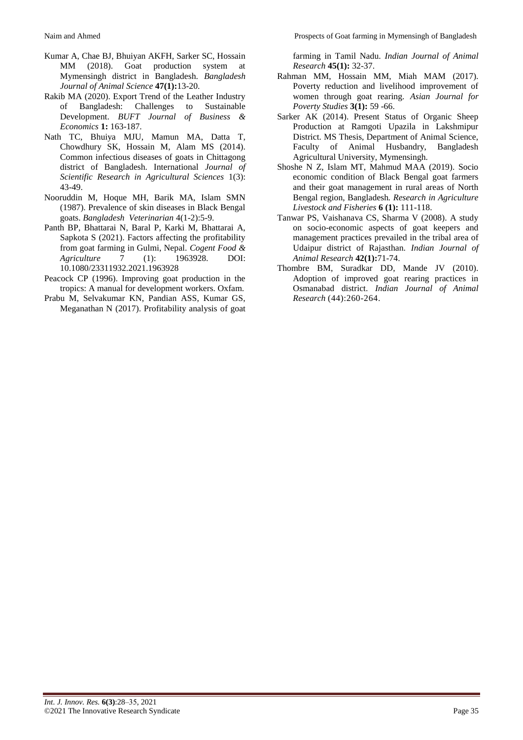Kumar A, Chae BJ, Bhuiyan AKFH, Sarker SC, Hossain MM (2018). Goat production system at Mymensingh district in Bangladesh. *Bangladesh Journal of Animal Science* **47(1):**13-20.

Rakib MA (2020). Export Trend of the Leather Industry of Bangladesh: Challenges to Sustainable Development. *BUFT Journal of Business & Economics* **1:** 163-187.

Nath TC, Bhuiya MJU, Mamun MA, Datta T, Chowdhury SK, Hossain M, Alam MS (2014). Common infectious diseases of goats in Chittagong district of Bangladesh. International *Journal of Scientific Research in Agricultural Sciences* 1(3): 43-49.

Nooruddin M, Hoque MH, Barik MA, Islam SMN (1987). Prevalence of skin diseases in Black Bengal goats. *Bangladesh Veterinarian* 4(1-2):5-9.

Panth BP, Bhattarai N, Baral P, Karki M, Bhattarai A, Sapkota S (2021). Factors affecting the profitability from goat farming in Gulmi, Nepal. *Cogent Food & Agriculture* 7 (1): 1963928. DOI: 10.1080/23311932.2021.1963928

Peacock CP (1996). Improving goat production in the tropics: A manual for development workers. Oxfam.

Prabu M, Selvakumar KN, Pandian ASS, Kumar GS, Meganathan N (2017). Profitability analysis of goat farming in Tamil Nadu. *Indian Journal of Animal Research* **45(1):** 32-37.

Rahman MM, Hossain MM, Miah MAM (2017). Poverty reduction and livelihood improvement of women through goat rearing. *Asian Journal for Poverty Studies* **3(1):** 59 -66.

Sarker AK (2014). Present Status of Organic Sheep Production at Ramgoti Upazila in Lakshmipur District. MS Thesis, Department of Animal Science, Faculty of Animal Husbandry, Bangladesh Agricultural University, Mymensingh.

Shoshe N Z, Islam MT, Mahmud MAA (2019). Socio economic condition of Black Bengal goat farmers and their goat management in rural areas of North Bengal region, Bangladesh. *Research in Agriculture Livestock and Fisheries* **6 (1):** 111-118.

Tanwar PS, Vaishanava CS, Sharma V (2008). A study on socio-economic aspects of goat keepers and management practices prevailed in the tribal area of Udaipur district of Rajasthan. *Indian Journal of Animal Research* **42(1):**71-74.

Thombre BM, Suradkar DD, Mande JV (2010). Adoption of improved goat rearing practices in Osmanabad district. *Indian Journal of Animal Research* (44):260-264.